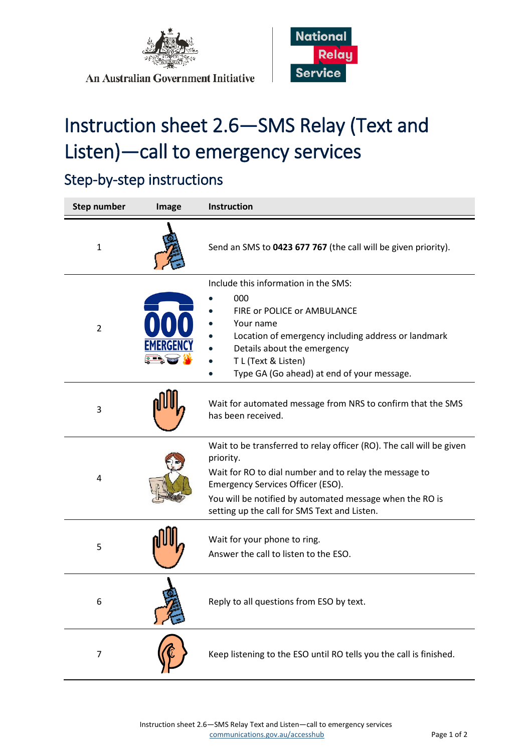An Australian Government Initiative

National Relay Service

# Instruction sheet 2.6—SMS Relay (Text and Listen)—call to emergency services

## Step-by-step instructions

| Step number | Image | Instruction |
|---|---|---|
| 1 | | Send an SMS to **0423 677 767** (the call will be given priority). |
| 2 | | Include this information in the SMS:<br>• 000<br>• FIRE or POLICE or AMBULANCE<br>• Your name<br>• Location of emergency including address or landmark<br>• Details about the emergency<br>• T L (Text & Listen)<br>• Type GA (Go ahead) at end of your message. |
| 3 | | Wait for automated message from NRS to confirm that the SMS has been received. |
| 4 | | Wait to be transferred to relay officer (RO). The call will be given priority.<br>Wait for RO to dial number and to relay the message to Emergency Services Officer (ESO).<br>You will be notified by automated message when the RO is setting up the call for SMS Text and Listen. |
| 5 | | Wait for your phone to ring.<br>Answer the call to listen to the ESO. |
| 6 | | Reply to all questions from ESO by text. |
| 7 | | Keep listening to the ESO until RO tells you the call is finished. |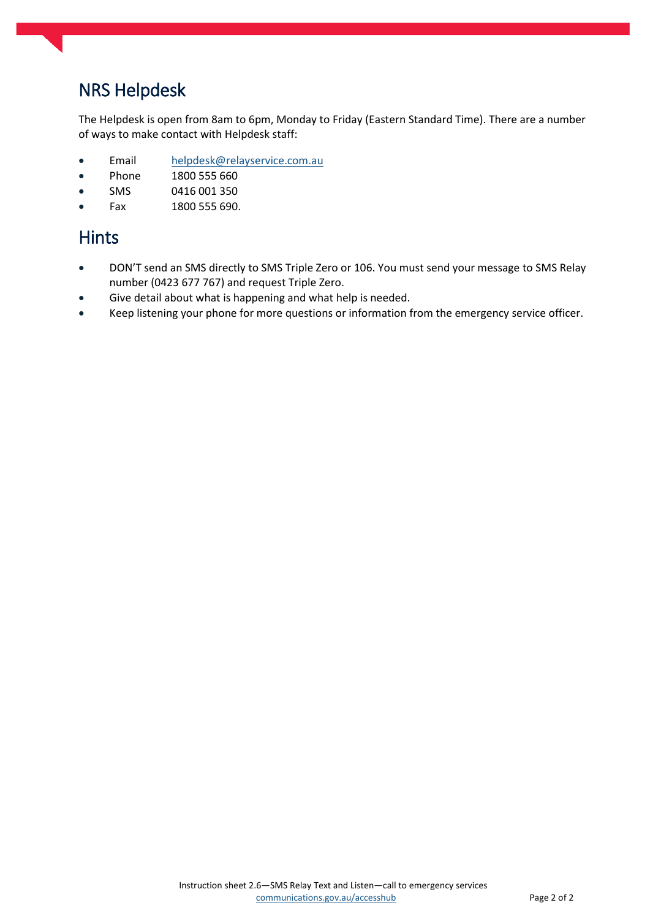## NRS Helpdesk

The Helpdesk is open from 8am to 6pm, Monday to Friday (Eastern Standard Time). There are a number of ways to make contact with Helpdesk staff:

- Email helpdesk@relayservice.com.au
- Phone 1800 555 660
- SMS 0416 001 350
- Fax 1800 555 690.

## Hints

- DON'T send an SMS directly to SMS Triple Zero or 106. You must send your message to SMS Relay number (0423 677 767) and request Triple Zero.
- Give detail about what is happening and what help is needed.
- Keep listening your phone for more questions or information from the emergency service officer.